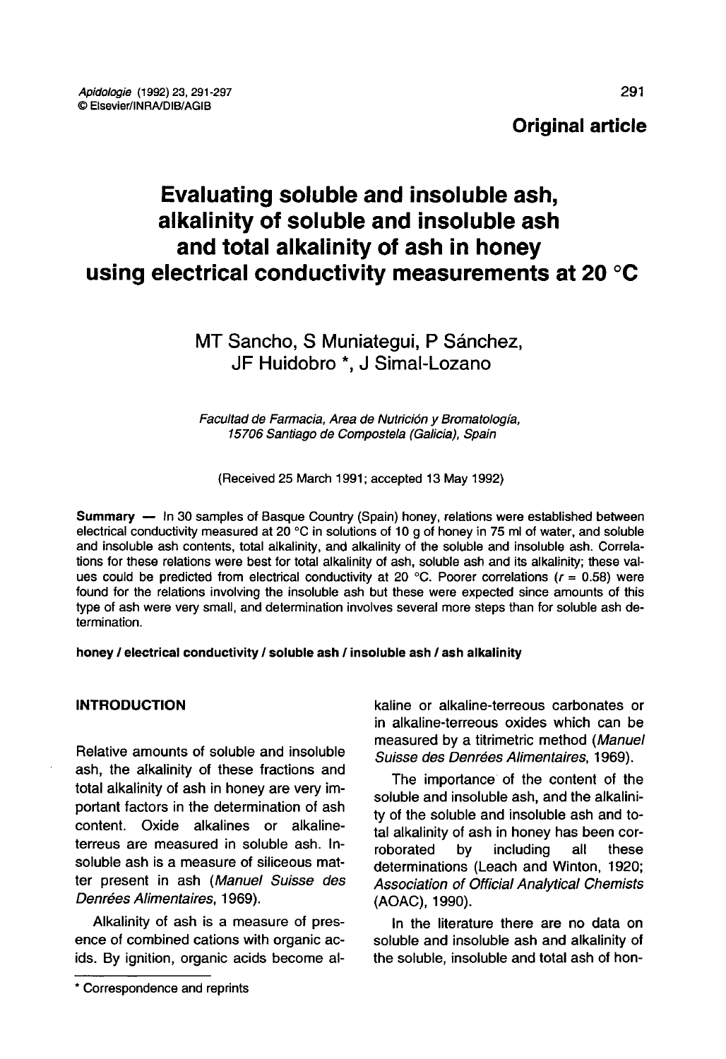**Original article**

# Evaluating soluble and insoluble ash, alkalinity of soluble and insoluble ash and total alkalinity of ash in honey using electrical conductivity measurements at 20 °C

MT Sancho, S Muniategui, P Sánchez, JF Huidobro *, J Simal-Lozano

*Facultad de Farmacia, Area de Nutrición y Bromatología, 15706 Santiago de Compostela (Galicia), Spain*

(Received 25 March 1991; accepted 13 May 1992)

**Summary** — In 30 samples of Basque Country (Spain) honey, relations were established between electrical conductivity measured at 20 °C in solutions of 10 g of honey in 75 ml of water, and soluble and insoluble ash contents, total alkalinity, and alkalinity of the soluble and insoluble ash. Correlations for these relations were best for total alkalinity of ash, soluble ash and its alkalinity; these values could be predicted from electrical conductivity at 20 °C. Poorer correlations ($r = 0.58$) were found for the relations involving the insoluble ash but these were expected since amounts of this type of ash were very small, and determination involves several more steps than for soluble ash determination.

**honey / electrical conductivity / soluble ash / insoluble ash / ash alkalinity**

## INTRODUCTION

Relative amounts of soluble and insoluble ash, the alkalinity of these fractions and total alkalinity of ash in honey are very important factors in the determination of ash content. Oxide alkalines or alkaline-terreus are measured in soluble ash. Insoluble ash is a measure of siliceous matter present in ash (*Manuel Suisse des Denrées Alimentaires*, 1969).

Alkalinity of ash is a measure of presence of combined cations with organic acids. By ignition, organic acids become alkaline or alkaline-terreous carbonates or in alkaline-terreous oxides which can be measured by a titrimetric method (*Manuel Suisse des Denrées Alimentaires*, 1969).

The importance of the content of the soluble and insoluble ash, and the alkalinity of the soluble and insoluble ash and total alkalinity of ash in honey has been corroborated by including all these determinations (Leach and Winton, 1920; *Association of Official Analytical Chemists* (AOAC), 1990).

In the literature there are no data on soluble and insoluble ash and alkalinity of the soluble, insoluble and total ash of hon-

* Correspondence and reprints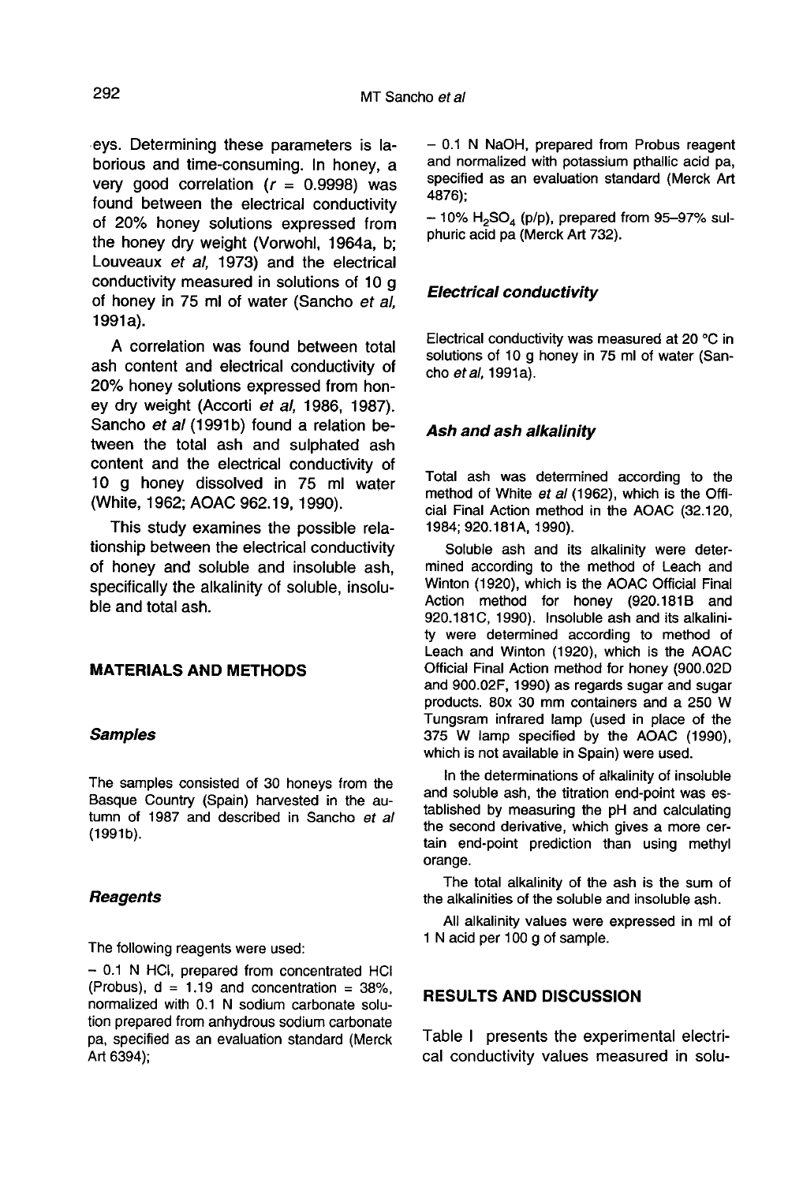eys. Determining these parameters is laborious and time-consuming. In honey, a very good correlation ($r$ = 0.9998) was found between the electrical conductivity of 20% honey solutions expressed from the honey dry weight (Vorwohl, 1964a, b; Louveaux *et al*, 1973) and the electrical conductivity measured in solutions of 10 g of honey in 75 ml of water (Sancho *et al*, 1991a).

A correlation was found between total ash content and electrical conductivity of 20% honey solutions expressed from honey dry weight (Accorti *et al*, 1986, 1987). Sancho *et al* (1991b) found a relation between the total ash and sulphated ash content and the electrical conductivity of 10 g honey dissolved in 75 ml water (White, 1962; AOAC 962.19, 1990).

This study examines the possible relationship between the electrical conductivity of honey and soluble and insoluble ash, specifically the alkalinity of soluble, insoluble and total ash.

## MATERIALS AND METHODS

### *Samples*

The samples consisted of 30 honeys from the Basque Country (Spain) harvested in the autumn of 1987 and described in Sancho *et al* (1991b).

### *Reagents*

The following reagents were used:

– 0.1 N HCl, prepared from concentrated HCl (Probus), d = 1.19 and concentration = 38%, normalized with 0.1 N sodium carbonate solution prepared from anhydrous sodium carbonate pa, specified as an evaluation standard (Merck Art 6394);

– 0.1 N NaOH, prepared from Probus reagent and normalized with potassium pthallic acid pa, specified as an evaluation standard (Merck Art 4876);

– 10% $H_2SO_4$ (p/p), prepared from 95–97% sulphuric acid pa (Merck Art 732).

### *Electrical conductivity*

Electrical conductivity was measured at 20 °C in solutions of 10 g honey in 75 ml of water (Sancho *et al*, 1991a).

### *Ash and ash alkalinity*

Total ash was determined according to the method of White *et al* (1962), which is the Official Final Action method in the AOAC (32.120, 1984; 920.181A, 1990).

Soluble ash and its alkalinity were determined according to the method of Leach and Winton (1920), which is the AOAC Official Final Action method for honey (920.181B and 920.181C, 1990). Insoluble ash and its alkalinity were determined according to method of Leach and Winton (1920), which is the AOAC Official Final Action method for honey (900.02D and 900.02F, 1990) as regards sugar and sugar products. 80x 30 mm containers and a 250 W Tungsram infrared lamp (used in place of the 375 W lamp specified by the AOAC (1990), which is not available in Spain) were used.

In the determinations of alkalinity of insoluble and soluble ash, the titration end-point was established by measuring the pH and calculating the second derivative, which gives a more certain end-point prediction than using methyl orange.

The total alkalinity of the ash is the sum of the alkalinities of the soluble and insoluble ash.

All alkalinity values were expressed in ml of 1 N acid per 100 g of sample.

## RESULTS AND DISCUSSION

Table I presents the experimental electrical conductivity values measured in solu-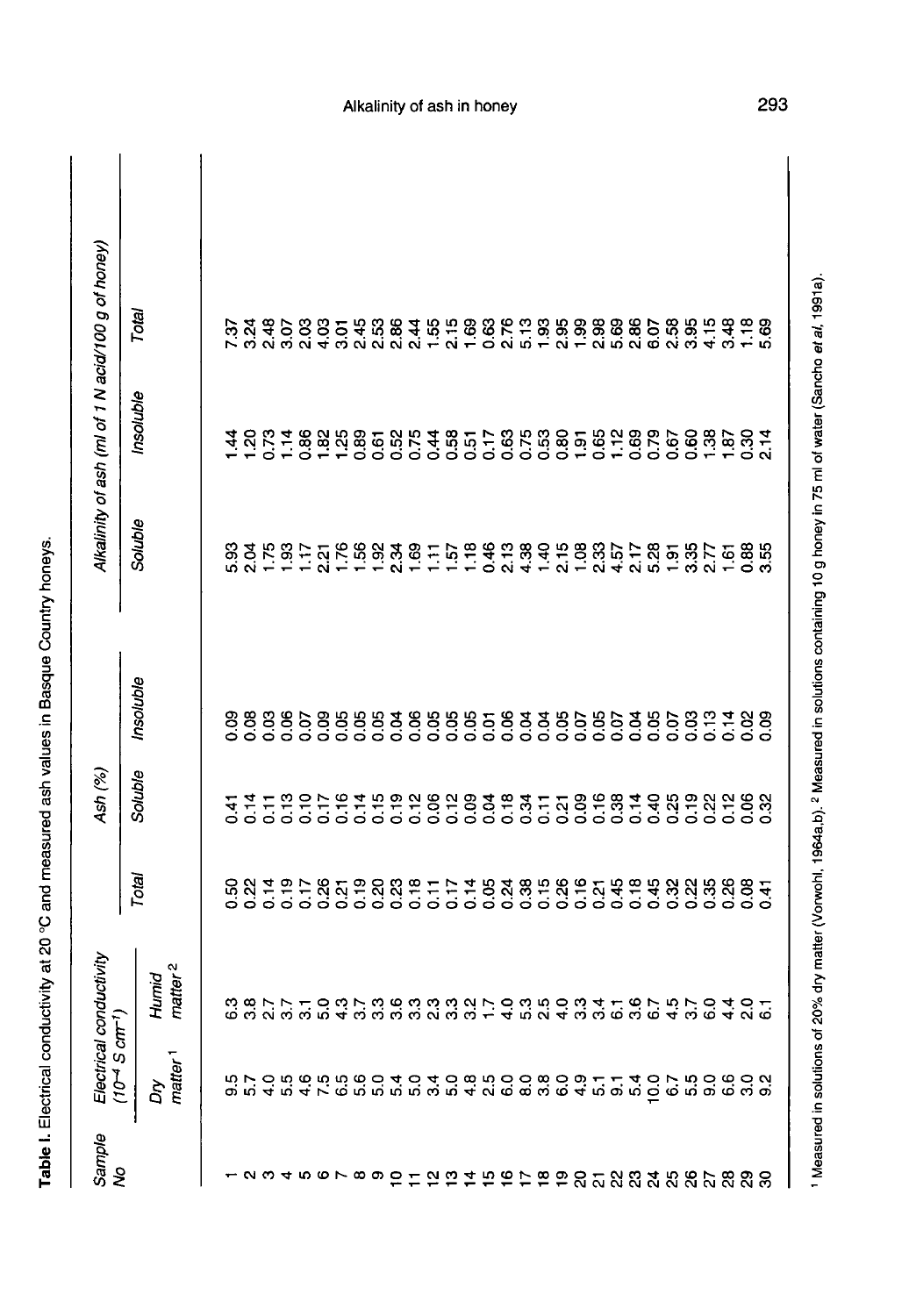**Table I.** Electrical conductivity at 20 °C and measured ash values in Basque Country honeys.

| Sample No | Electrical conductivity ($10^{-4}$ S cm$^{-1}$) | | Ash (%) | | | Alkalinity of ash (ml of 1 N acid/100 g of honey) | | |
|---|---|---|---|---|---|---|---|---|
| | Dry matter[1] | Humid matter[2] | Total | Soluble | Insoluble | Soluble | Insoluble | Total |
| 1 | 9.5 | 6.3 | 0.50 | 0.41 | 0.09 | 5.93 | 1.44 | 7.37 |
| 2 | 5.7 | 3.8 | 0.22 | 0.14 | 0.08 | 2.04 | 1.20 | 3.24 |
| 3 | 4.0 | 2.7 | 0.14 | 0.11 | 0.03 | 1.75 | 0.73 | 2.48 |
| 4 | 5.5 | 3.7 | 0.19 | 0.13 | 0.06 | 1.93 | 1.14 | 3.07 |
| 5 | 4.6 | 3.1 | 0.17 | 0.10 | 0.07 | 1.17 | 0.86 | 2.03 |
| 6 | 7.5 | 5.0 | 0.26 | 0.17 | 0.09 | 2.21 | 1.82 | 4.03 |
| 7 | 6.5 | 4.3 | 0.21 | 0.16 | 0.05 | 1.76 | 1.25 | 3.01 |
| 8 | 5.6 | 3.7 | 0.19 | 0.14 | 0.05 | 1.56 | 0.89 | 2.45 |
| 9 | 5.0 | 3.3 | 0.20 | 0.15 | 0.05 | 1.92 | 0.61 | 2.53 |
| 10 | 5.4 | 3.6 | 0.23 | 0.19 | 0.04 | 2.34 | 0.52 | 2.86 |
| 11 | 5.0 | 3.3 | 0.18 | 0.12 | 0.06 | 1.69 | 0.75 | 2.44 |
| 12 | 3.4 | 2.3 | 0.11 | 0.06 | 0.05 | 1.11 | 0.44 | 1.55 |
| 13 | 5.0 | 3.3 | 0.17 | 0.12 | 0.05 | 1.57 | 0.58 | 2.15 |
| 14 | 4.8 | 3.2 | 0.14 | 0.09 | 0.05 | 1.18 | 0.51 | 1.69 |
| 15 | 2.5 | 1.7 | 0.05 | 0.04 | 0.01 | 0.46 | 0.17 | 0.63 |
| 16 | 6.0 | 4.0 | 0.24 | 0.18 | 0.06 | 2.13 | 0.63 | 2.76 |
| 17 | 8.0 | 5.3 | 0.38 | 0.34 | 0.04 | 4.38 | 0.75 | 5.13 |
| 18 | 3.8 | 2.5 | 0.15 | 0.11 | 0.04 | 1.40 | 0.53 | 1.93 |
| 19 | 6.0 | 4.0 | 0.26 | 0.21 | 0.05 | 2.15 | 0.80 | 2.95 |
| 20 | 4.9 | 3.3 | 0.16 | 0.09 | 0.07 | 1.08 | 1.91 | 1.99 |
| 21 | 5.1 | 3.4 | 0.21 | 0.16 | 0.05 | 2.33 | 0.65 | 2.98 |
| 22 | 9.1 | 6.1 | 0.45 | 0.38 | 0.07 | 4.57 | 1.12 | 5.69 |
| 23 | 5.4 | 3.6 | 0.18 | 0.14 | 0.04 | 2.17 | 0.69 | 2.86 |
| 24 | 10.0 | 6.7 | 0.45 | 0.40 | 0.05 | 5.28 | 0.79 | 6.07 |
| 25 | 6.7 | 4.5 | 0.32 | 0.25 | 0.07 | 1.91 | 0.67 | 2.58 |
| 26 | 5.5 | 3.7 | 0.22 | 0.19 | 0.03 | 3.35 | 0.60 | 3.95 |
| 27 | 9.0 | 6.0 | 0.35 | 0.22 | 0.13 | 2.77 | 1.38 | 4.15 |
| 28 | 6.6 | 4.4 | 0.26 | 0.12 | 0.14 | 1.61 | 1.87 | 3.48 |
| 29 | 3.0 | 2.0 | 0.08 | 0.06 | 0.02 | 0.88 | 0.30 | 1.18 |
| 30 | 9.2 | 6.1 | 0.41 | 0.32 | 0.09 | 3.55 | 2.14 | 5.69 |

[1] Measured in solutions of 20% dry matter (Vorwohl, 1964a,b). [2] Measured in solutions containing 10 g honey in 75 ml of water (Sancho *et al*, 1991a).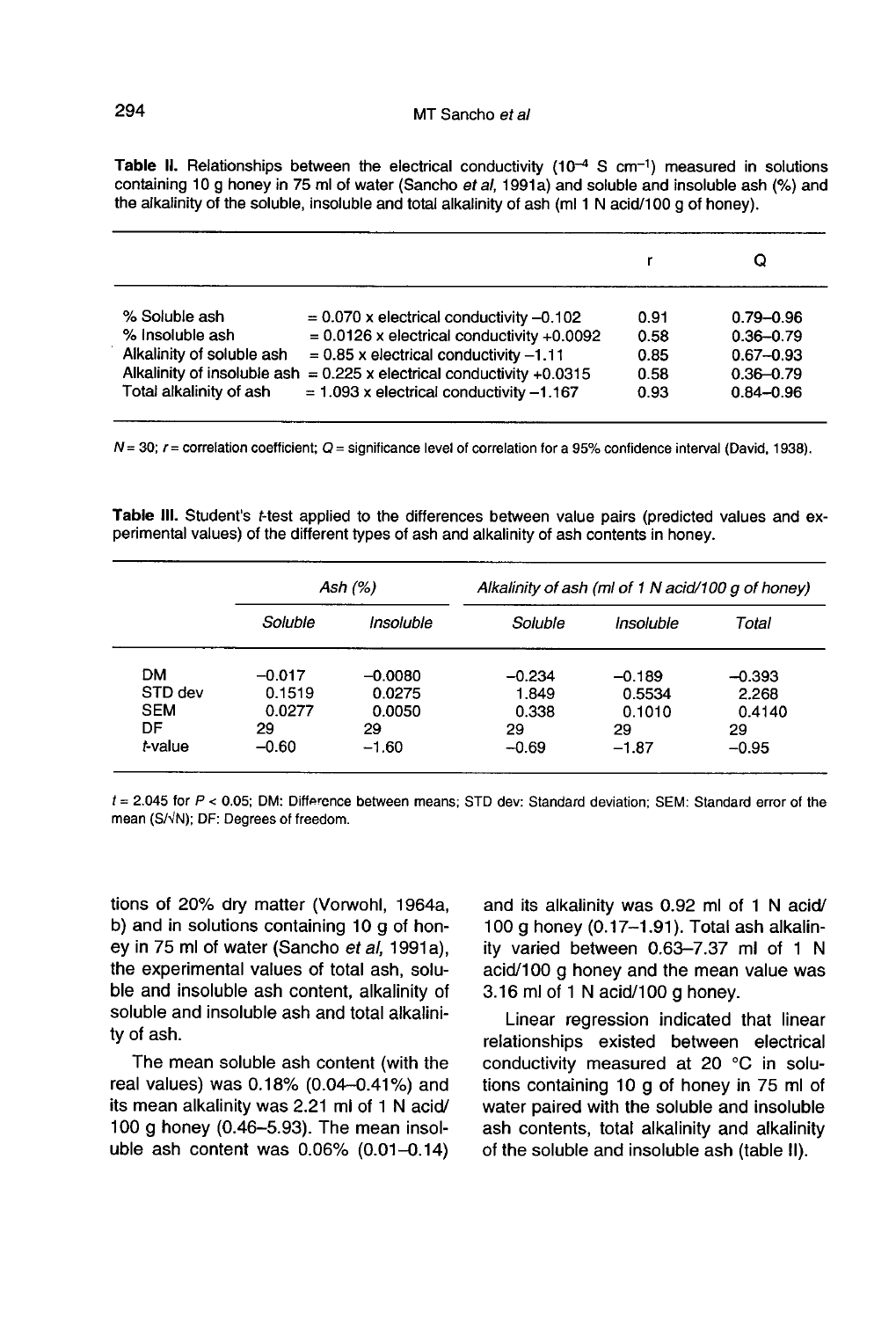**Table II.** Relationships between the electrical conductivity ($10^{-4}$ S $cm^{-1}$) measured in solutions containing 10 g honey in 75 ml of water (Sancho *et al*, 1991a) and soluble and insoluble ash (%) and the alkalinity of the soluble, insoluble and total alkalinity of ash (ml 1 N acid/100 g of honey).

| | | r | Q |
|---|---|---|---|
| % Soluble ash | = 0.070 x electrical conductivity –0.102 | 0.91 | 0.79–0.96 |
| % Insoluble ash | = 0.0126 x electrical conductivity +0.0092 | 0.58 | 0.36–0.79 |
| Alkalinity of soluble ash | = 0.85 x electrical conductivity –1.11 | 0.85 | 0.67–0.93 |
| Alkalinity of insoluble ash | = 0.225 x electrical conductivity +0.0315 | 0.58 | 0.36–0.79 |
| Total alkalinity of ash | = 1.093 x electrical conductivity –1.167 | 0.93 | 0.84–0.96 |

$N$ = 30; $r$ = correlation coefficient; $Q$ = significance level of correlation for a 95% confidence interval (David, 1938).

**Table III.** Student's *t*-test applied to the differences between value pairs (predicted values and experimental values) of the different types of ash and alkalinity of ash contents in honey.

| | *Ash (%)* | | *Alkalinity of ash (ml of 1 N acid/100 g of honey)* | | |
|---|---|---|---|---|---|
| | *Soluble* | *Insoluble* | *Soluble* | *Insoluble* | *Total* |
| DM | –0.017 | –0.0080 | –0.234 | –0.189 | –0.393 |
| STD dev | 0.1519 | 0.0275 | 1.849 | 0.5534 | 2.268 |
| SEM | 0.0277 | 0.0050 | 0.338 | 0.1010 | 0.4140 |
| DF | 29 | 29 | 29 | 29 | 29 |
| *t*-value | –0.60 | –1.60 | –0.69 | –1.87 | –0.95 |

$t$ = 2.045 for $P < 0.05$; DM: Difference between means; STD dev: Standard deviation; SEM: Standard error of the mean ($S/\sqrt{N}$); DF: Degrees of freedom.

tions of 20% dry matter (Vorwohl, 1964a, b) and in solutions containing 10 g of honey in 75 ml of water (Sancho *et al*, 1991a), the experimental values of total ash, soluble and insoluble ash content, alkalinity of soluble and insoluble ash and total alkalinity of ash.

The mean soluble ash content (with the real values) was 0.18% (0.04–0.41%) and its mean alkalinity was 2.21 ml of 1 N acid/100 g honey (0.46–5.93). The mean insoluble ash content was 0.06% (0.01–0.14) and its alkalinity was 0.92 ml of 1 N acid/100 g honey (0.17–1.91). Total ash alkalinity varied between 0.63–7.37 ml of 1 N acid/100 g honey and the mean value was 3.16 ml of 1 N acid/100 g honey.

Linear regression indicated that linear relationships existed between electrical conductivity measured at 20 °C in solutions containing 10 g of honey in 75 ml of water paired with the soluble and insoluble ash contents, total alkalinity and alkalinity of the soluble and insoluble ash (table II).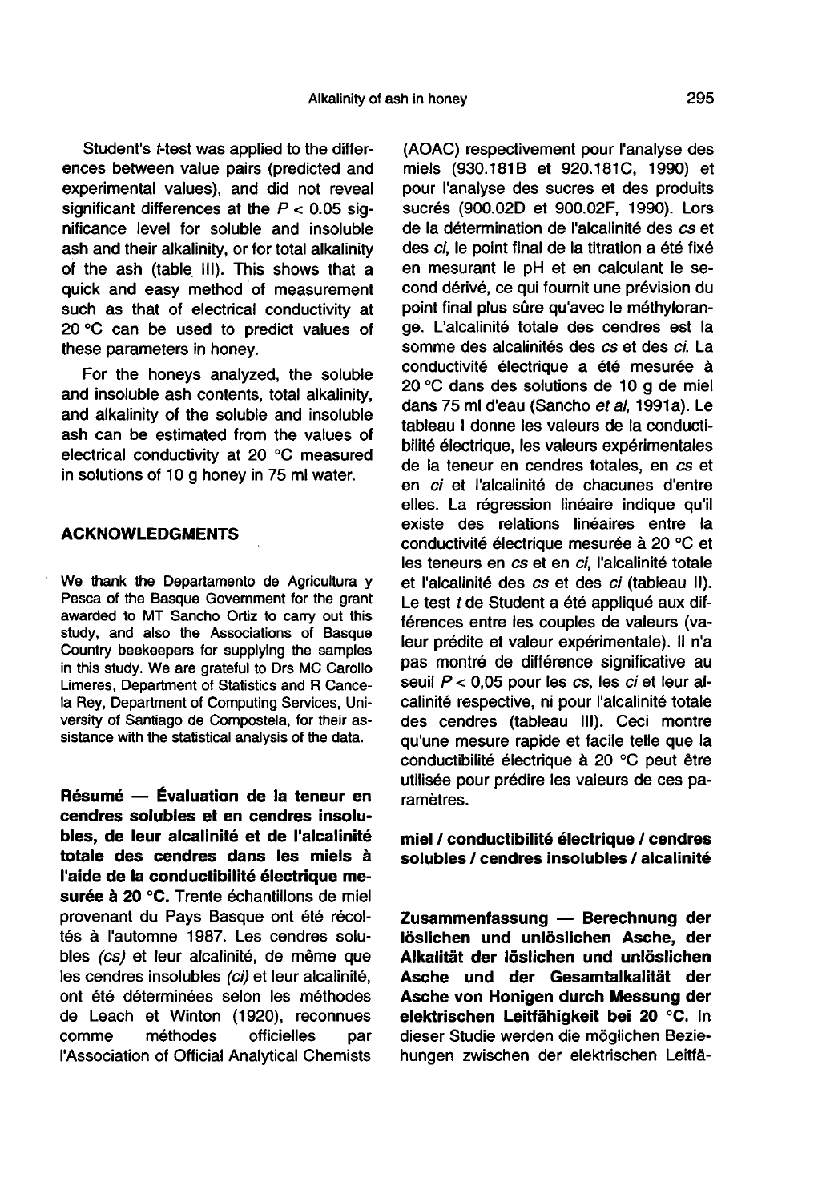Student's $t$-test was applied to the differences between value pairs (predicted and experimental values), and did not reveal significant differences at the $P < 0.05$ significance level for soluble and insoluble ash and their alkalinity, or for total alkalinity of the ash (table III). This shows that a quick and easy method of measurement such as that of electrical conductivity at 20 °C can be used to predict values of these parameters in honey.

For the honeys analyzed, the soluble and insoluble ash contents, total alkalinity, and alkalinity of the soluble and insoluble ash can be estimated from the values of electrical conductivity at 20 °C measured in solutions of 10 g honey in 75 ml water.

## ACKNOWLEDGMENTS

We thank the Departamento de Agricultura y Pesca of the Basque Government for the grant awarded to MT Sancho Ortiz to carry out this study, and also the Associations of Basque Country beekeepers for supplying the samples in this study. We are grateful to Drs MC Carollo Limeres, Department of Statistics and R Cancela Rey, Department of Computing Services, University of Santiago de Compostela, for their assistance with the statistical analysis of the data.

**Résumé — Évaluation de la teneur en cendres solubles et en cendres insolubles, de leur alcalinité et de l'alcalinité totale des cendres dans les miels à l'aide de la conductibilité électrique mesurée à 20 °C.** Trente échantillons de miel provenant du Pays Basque ont été récoltés à l'automne 1987. Les cendres solubles *(cs)* et leur alcalinité, de même que les cendres insolubles *(ci)* et leur alcalinité, ont été déterminées selon les méthodes de Leach et Winton (1920), reconnues comme méthodes officielles par l'Association of Official Analytical Chemists (AOAC) respectivement pour l'analyse des miels (930.181B et 920.181C, 1990) et pour l'analyse des sucres et des produits sucrés (900.02D et 900.02F, 1990). Lors de la détermination de l'alcalinité des *cs* et des *ci*, le point final de la titration a été fixé en mesurant le pH et en calculant le second dérivé, ce qui fournit une prévision du point final plus sûre qu'avec le méthylorange. L'alcalinité totale des cendres est la somme des alcalinités des *cs* et des *ci*. La conductivité électrique a été mesurée à 20 °C dans des solutions de 10 g de miel dans 75 ml d'eau (Sancho *et al*, 1991a). Le tableau I donne les valeurs de la conductibilité électrique, les valeurs expérimentales de la teneur en cendres totales, en *cs* et en *ci* et l'alcalinité de chacunes d'entre elles. La régression linéaire indique qu'il existe des relations linéaires entre la conductivité électrique mesurée à 20 °C et les teneurs en *cs* et en *ci*, l'alcalinité totale et l'alcalinité des *cs* et des *ci* (tableau II). Le test *t* de Student a été appliqué aux différences entre les couples de valeurs (valeur prédite et valeur expérimentale). Il n'a pas montré de différence significative au seuil $P < 0{,}05$ pour les *cs*, les *ci* et leur alcalinité respective, ni pour l'alcalinité totale des cendres (tableau III). Ceci montre qu'une mesure rapide et facile telle que la conductibilité électrique à 20 °C peut être utilisée pour prédire les valeurs de ces paramètres.

**miel / conductibilité électrique / cendres solubles / cendres insolubles / alcalinité**

**Zusammenfassung — Berechnung der löslichen und unlöslichen Asche, der Alkalität der löslichen und unlöslichen Asche und der Gesamtalkalität der Asche von Honigen durch Messung der elektrischen Leitfähigkeit bei 20 °C.** In dieser Studie werden die möglichen Beziehungen zwischen der elektrischen Leitfä-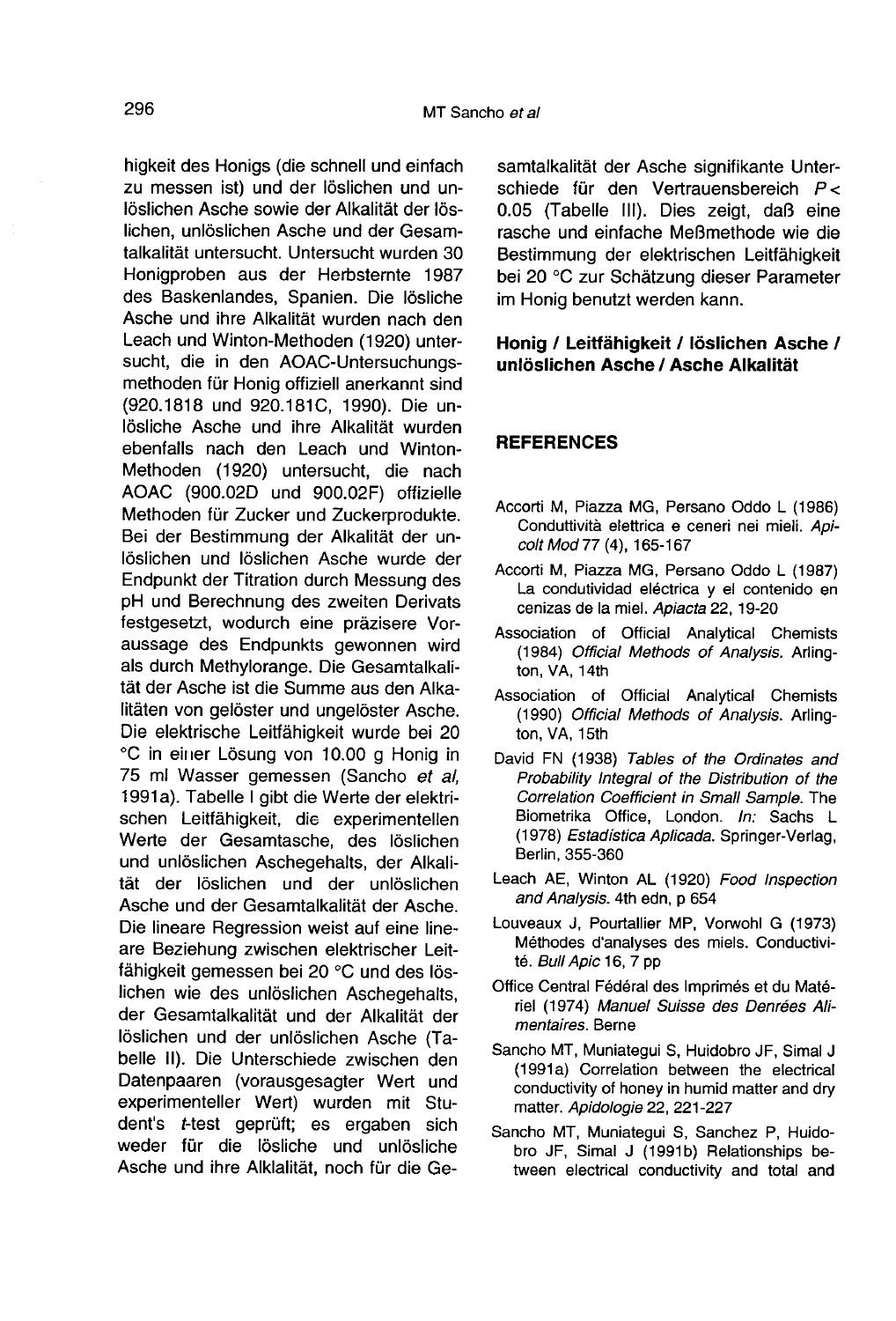higkeit des Honigs (die schnell und einfach zu messen ist) und der löslichen und unlöslichen Asche sowie der Alkalität der löslichen, unlöslichen Asche und der Gesamtalkalität untersucht. Untersucht wurden 30 Honigproben aus der Herbsternte 1987 des Baskenlandes, Spanien. Die lösliche Asche und ihre Alkalität wurden nach den Leach und Winton-Methoden (1920) untersucht, die in den AOAC-Untersuchungsmethoden für Honig offiziell anerkannt sind (920.1818 und 920.181C, 1990). Die unlösliche Asche und ihre Alkalität wurden ebenfalls nach den Leach und Winton-Methoden (1920) untersucht, die nach AOAC (900.02D und 900.02F) offizielle Methoden für Zucker und Zuckerprodukte. Bei der Bestimmung der Alkalität der unlöslichen und löslichen Asche wurde der Endpunkt der Titration durch Messung des pH und Berechnung des zweiten Derivats festgesetzt, wodurch eine präzisere Voraussage des Endpunkts gewonnen wird als durch Methylorange. Die Gesamtalkalität der Asche ist die Summe aus den Alkalitäten von gelöster und ungelöster Asche. Die elektrische Leitfähigkeit wurde bei 20 °C in einer Lösung von 10.00 g Honig in 75 ml Wasser gemessen (Sancho *et al*, 1991a). Tabelle I gibt die Werte der elektrischen Leitfähigkeit, die experimentellen Werte der Gesamtasche, des löslichen und unlöslichen Aschegehalts, der Alkalität der löslichen und der unlöslichen Asche und der Gesamtalkalität der Asche. Die lineare Regression weist auf eine lineare Beziehung zwischen elektrischer Leitfähigkeit gemessen bei 20 °C und des löslichen wie des unlöslichen Aschegehalts, der Gesamtalkalität und der Alkalität der löslichen und der unlöslichen Asche (Tabelle II). Die Unterschiede zwischen den Datenpaaren (vorausgesagter Wert und experimenteller Wert) wurden mit Student's *t*-test geprüft; es ergaben sich weder für die lösliche und unlösliche Asche und ihre Alklalität, noch für die Gesamtalkalität der Asche signifikante Unterschiede für den Vertrauensbereich $P < 0.05$ (Tabelle III). Dies zeigt, daß eine rasche und einfache Meßmethode wie die Bestimmung der elektrischen Leitfähigkeit bei 20 °C zur Schätzung dieser Parameter im Honig benutzt werden kann.

**Honig / Leitfähigkeit / löslichen Asche / unlöslichen Asche / Asche Alkalität**

## REFERENCES

Accorti M, Piazza MG, Persano Oddo L (1986) Conduttività elettrica e ceneri nei mieli. *Apicolt Mod* 77 (4), 165-167

Accorti M, Piazza MG, Persano Oddo L (1987) La condutividad eléctrica y el contenido en cenizas de la miel. *Apiacta* 22, 19-20

Association of Official Analytical Chemists (1984) *Official Methods of Analysis*. Arlington, VA, 14th

Association of Official Analytical Chemists (1990) *Official Methods of Analysis*. Arlington, VA, 15th

David FN (1938) *Tables of the Ordinates and Probability Integral of the Distribution of the Correlation Coefficient in Small Sample*. The Biometrika Office, London. *In:* Sachs L (1978) *Estadística Aplicada*. Springer-Verlag, Berlin, 355-360

Leach AE, Winton AL (1920) *Food Inspection and Analysis*. 4th edn, p 654

Louveaux J, Pourtallier MP, Vorwohl G (1973) Méthodes d'analyses des miels. Conductivité. *Bull Apic* 16, 7 pp

Office Central Fédéral des Imprimés et du Matériel (1974) *Manuel Suisse des Denrées Alimentaires*. Berne

Sancho MT, Muniategui S, Huidobro JF, Simal J (1991a) Correlation between the electrical conductivity of honey in humid matter and dry matter. *Apidologie* 22, 221-227

Sancho MT, Muniategui S, Sanchez P, Huidobro JF, Simal J (1991b) Relationships between electrical conductivity and total and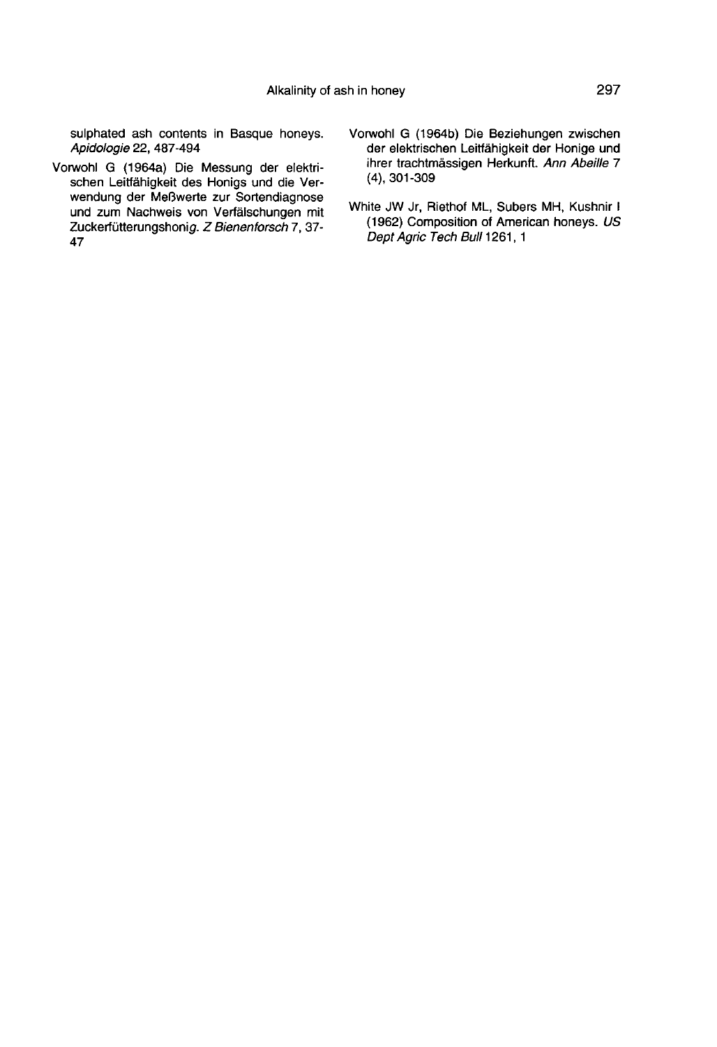sulphated ash contents in Basque honeys. *Apidologie* 22, 487-494

Vorwohl G (1964a) Die Messung der elektrischen Leitfähigkeit des Honigs und die Verwendung der Meßwerte zur Sortendiagnose und zum Nachweis von Verfälschungen mit Zuckerfütterungshonig. *Z Bienenforsch* 7, 37-47

Vorwohl G (1964b) Die Beziehungen zwischen der elektrischen Leitfähigkeit der Honige und ihrer trachtmässigen Herkunft. *Ann Abeille* 7 (4), 301-309

White JW Jr, Riethof ML, Subers MH, Kushnir I (1962) Composition of American honeys. *US Dept Agric Tech Bull* 1261, 1